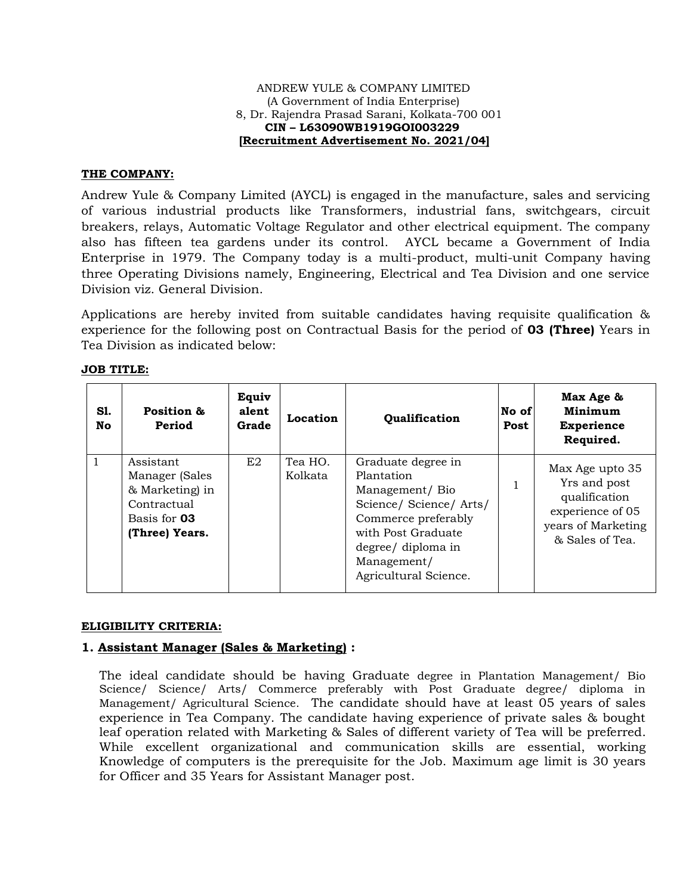ANDREW YULE & COMPANY LIMITED
(A Government of India Enterprise)
8, Dr. Rajendra Prasad Sarani, Kolkata-700 001
**CIN – L63090WB1919GOI003229**
**[Recruitment Advertisement No. 2021/04]**

**THE COMPANY:**

Andrew Yule & Company Limited (AYCL) is engaged in the manufacture, sales and servicing of various industrial products like Transformers, industrial fans, switchgears, circuit breakers, relays, Automatic Voltage Regulator and other electrical equipment. The company also has fifteen tea gardens under its control. AYCL became a Government of India Enterprise in 1979. The Company today is a multi-product, multi-unit Company having three Operating Divisions namely, Engineering, Electrical and Tea Division and one service Division viz. General Division.

Applications are hereby invited from suitable candidates having requisite qualification & experience for the following post on Contractual Basis for the period of **03 (Three)** Years in Tea Division as indicated below:

**JOB TITLE:**

| Sl. No | Position & Period | Equivalent Grade | Location | Qualification | No of Post | Max Age & Minimum Experience Required. |
|---|---|---|---|---|---|---|
| 1 | Assistant Manager (Sales & Marketing) in Contractual Basis for **03 (Three) Years.** | E2 | Tea HO. Kolkata | Graduate degree in Plantation Management/ Bio Science/ Science/ Arts/ Commerce preferably with Post Graduate degree/ diploma in Management/ Agricultural Science. | 1 | Max Age upto 35 Yrs and post qualification experience of 05 years of Marketing & Sales of Tea. |

**ELIGIBILITY CRITERIA:**

**1. Assistant Manager (Sales & Marketing) :**

The ideal candidate should be having Graduate degree in Plantation Management/ Bio Science/ Science/ Arts/ Commerce preferably with Post Graduate degree/ diploma in Management/ Agricultural Science. The candidate should have at least 05 years of sales experience in Tea Company. The candidate having experience of private sales & bought leaf operation related with Marketing & Sales of different variety of Tea will be preferred. While excellent organizational and communication skills are essential, working Knowledge of computers is the prerequisite for the Job. Maximum age limit is 30 years for Officer and 35 Years for Assistant Manager post.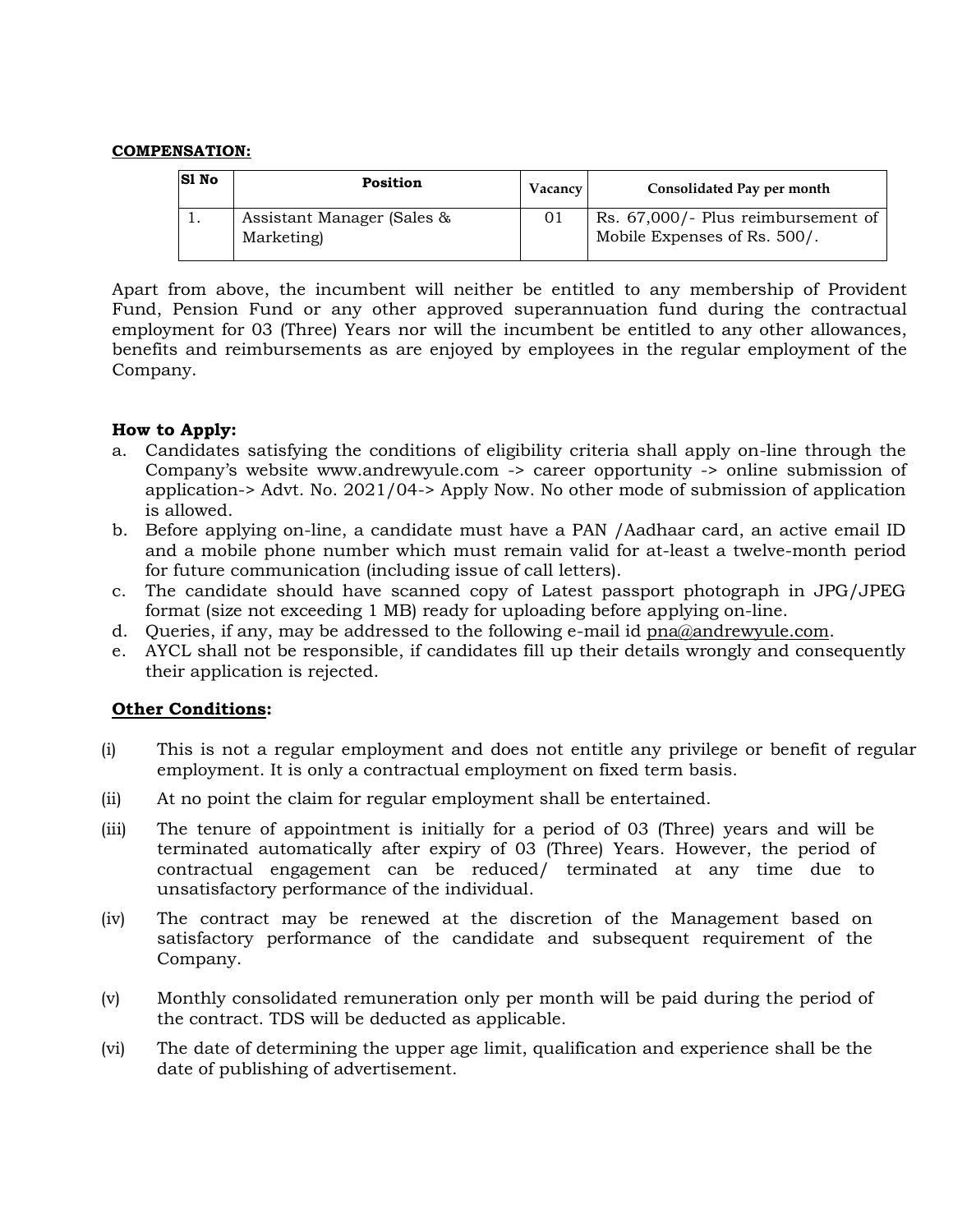**COMPENSATION:**

| Sl No | Position | Vacancy | Consolidated Pay per month |
|---|---|---|---|
| 1. | Assistant Manager (Sales & Marketing) | 01 | Rs. 67,000/- Plus reimbursement of Mobile Expenses of Rs. 500/. |

Apart from above, the incumbent will neither be entitled to any membership of Provident Fund, Pension Fund or any other approved superannuation fund during the contractual employment for 03 (Three) Years nor will the incumbent be entitled to any other allowances, benefits and reimbursements as are enjoyed by employees in the regular employment of the Company.

**How to Apply:**

a. Candidates satisfying the conditions of eligibility criteria shall apply on-line through the Company's website www.andrewyule.com -> career opportunity -> online submission of application-> Advt. No. 2021/04-> Apply Now. No other mode of submission of application is allowed.
b. Before applying on-line, a candidate must have a PAN /Aadhaar card, an active email ID and a mobile phone number which must remain valid for at-least a twelve-month period for future communication (including issue of call letters).
c. The candidate should have scanned copy of Latest passport photograph in JPG/JPEG format (size not exceeding 1 MB) ready for uploading before applying on-line.
d. Queries, if any, may be addressed to the following e-mail id pna@andrewyule.com.
e. AYCL shall not be responsible, if candidates fill up their details wrongly and consequently their application is rejected.

**Other Conditions:**

(i) This is not a regular employment and does not entitle any privilege or benefit of regular employment. It is only a contractual employment on fixed term basis.

(ii) At no point the claim for regular employment shall be entertained.

(iii) The tenure of appointment is initially for a period of 03 (Three) years and will be terminated automatically after expiry of 03 (Three) Years. However, the period of contractual engagement can be reduced/ terminated at any time due to unsatisfactory performance of the individual.

(iv) The contract may be renewed at the discretion of the Management based on satisfactory performance of the candidate and subsequent requirement of the Company.

(v) Monthly consolidated remuneration only per month will be paid during the period of the contract. TDS will be deducted as applicable.

(vi) The date of determining the upper age limit, qualification and experience shall be the date of publishing of advertisement.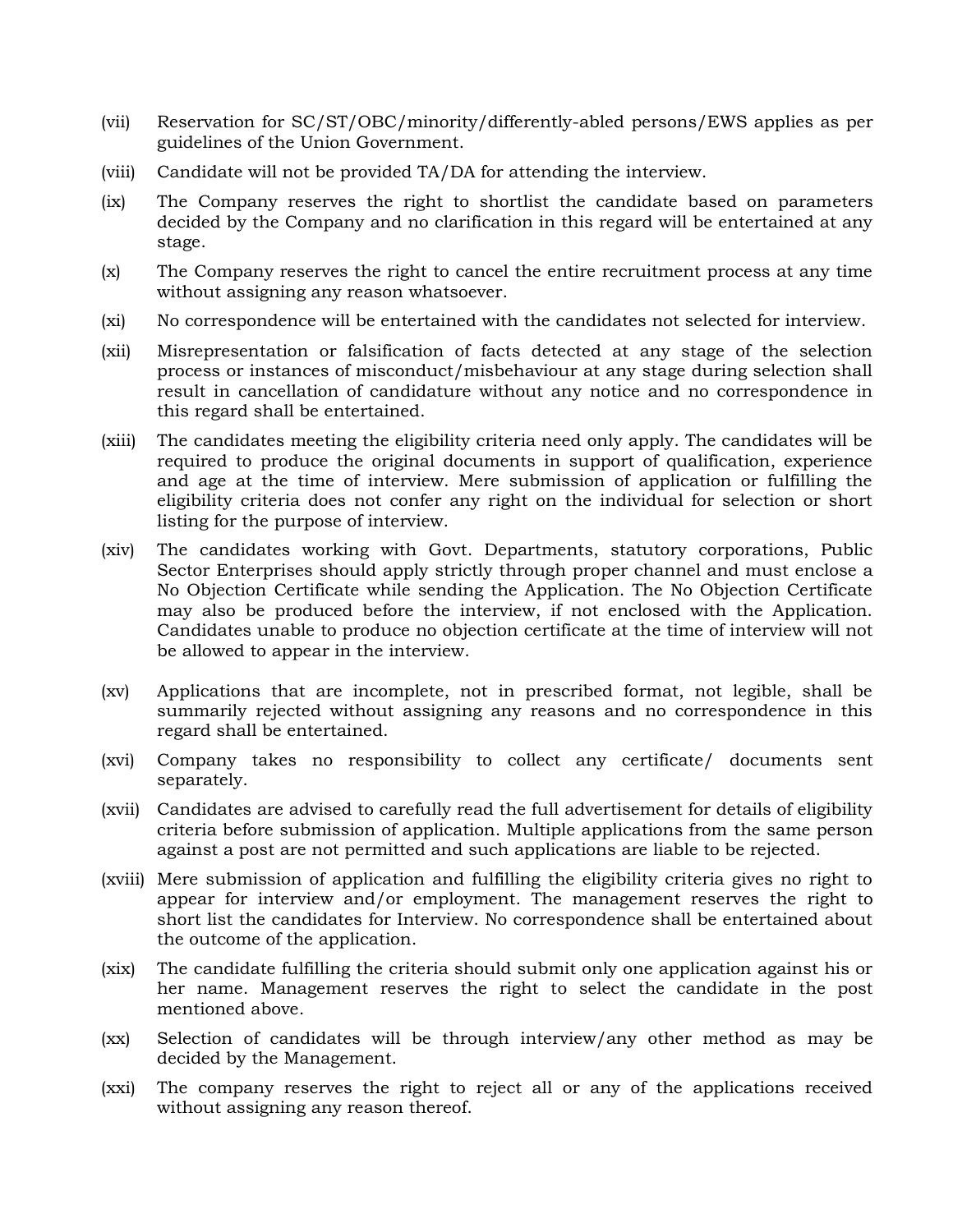(vii) Reservation for SC/ST/OBC/minority/differently-abled persons/EWS applies as per guidelines of the Union Government.

(viii) Candidate will not be provided TA/DA for attending the interview.

(ix) The Company reserves the right to shortlist the candidate based on parameters decided by the Company and no clarification in this regard will be entertained at any stage.

(x) The Company reserves the right to cancel the entire recruitment process at any time without assigning any reason whatsoever.

(xi) No correspondence will be entertained with the candidates not selected for interview.

(xii) Misrepresentation or falsification of facts detected at any stage of the selection process or instances of misconduct/misbehaviour at any stage during selection shall result in cancellation of candidature without any notice and no correspondence in this regard shall be entertained.

(xiii) The candidates meeting the eligibility criteria need only apply. The candidates will be required to produce the original documents in support of qualification, experience and age at the time of interview. Mere submission of application or fulfilling the eligibility criteria does not confer any right on the individual for selection or short listing for the purpose of interview.

(xiv) The candidates working with Govt. Departments, statutory corporations, Public Sector Enterprises should apply strictly through proper channel and must enclose a No Objection Certificate while sending the Application. The No Objection Certificate may also be produced before the interview, if not enclosed with the Application. Candidates unable to produce no objection certificate at the time of interview will not be allowed to appear in the interview.

(xv) Applications that are incomplete, not in prescribed format, not legible, shall be summarily rejected without assigning any reasons and no correspondence in this regard shall be entertained.

(xvi) Company takes no responsibility to collect any certificate/ documents sent separately.

(xvii) Candidates are advised to carefully read the full advertisement for details of eligibility criteria before submission of application. Multiple applications from the same person against a post are not permitted and such applications are liable to be rejected.

(xviii) Mere submission of application and fulfilling the eligibility criteria gives no right to appear for interview and/or employment. The management reserves the right to short list the candidates for Interview. No correspondence shall be entertained about the outcome of the application.

(xix) The candidate fulfilling the criteria should submit only one application against his or her name. Management reserves the right to select the candidate in the post mentioned above.

(xx) Selection of candidates will be through interview/any other method as may be decided by the Management.

(xxi) The company reserves the right to reject all or any of the applications received without assigning any reason thereof.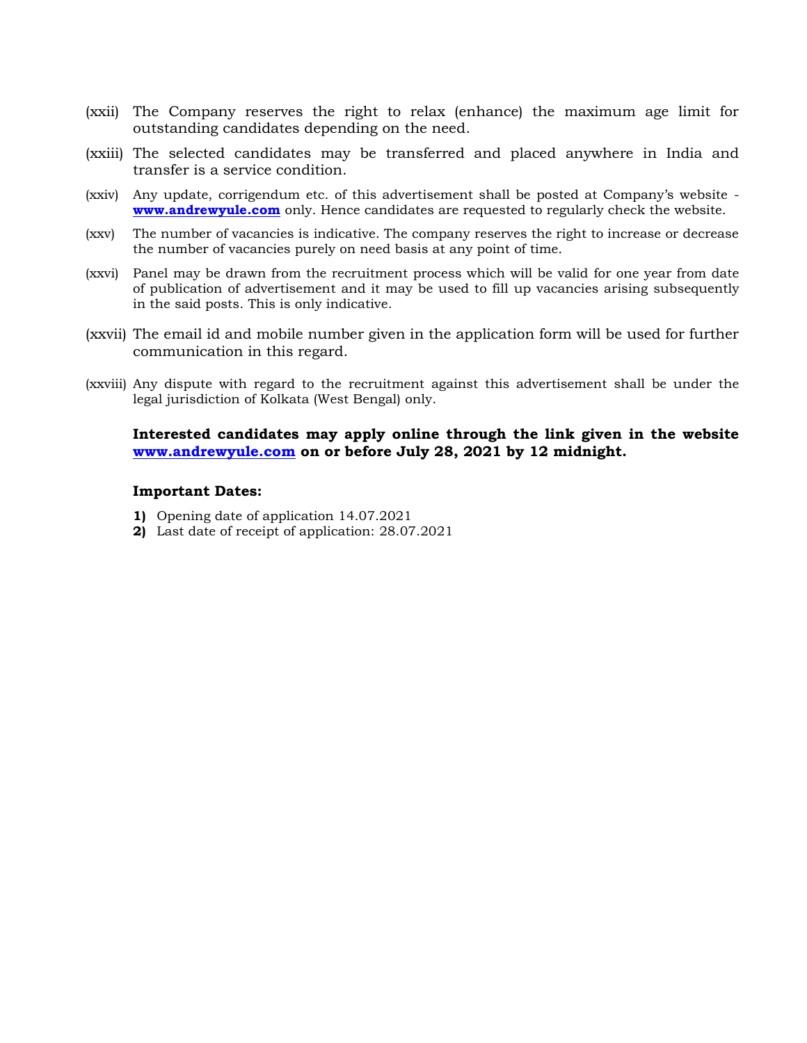(xxii) The Company reserves the right to relax (enhance) the maximum age limit for outstanding candidates depending on the need.

(xxiii) The selected candidates may be transferred and placed anywhere in India and transfer is a service condition.

(xxiv) Any update, corrigendum etc. of this advertisement shall be posted at Company's website - **www.andrewyule.com** only. Hence candidates are requested to regularly check the website.

(xxv) The number of vacancies is indicative. The company reserves the right to increase or decrease the number of vacancies purely on need basis at any point of time.

(xxvi) Panel may be drawn from the recruitment process which will be valid for one year from date of publication of advertisement and it may be used to fill up vacancies arising subsequently in the said posts. This is only indicative.

(xxvii) The email id and mobile number given in the application form will be used for further communication in this regard.

(xxviii) Any dispute with regard to the recruitment against this advertisement shall be under the legal jurisdiction of Kolkata (West Bengal) only.

**Interested candidates may apply online through the link given in the website www.andrewyule.com on or before July 28, 2021 by 12 midnight.**

**Important Dates:**

1) Opening date of application 14.07.2021
2) Last date of receipt of application: 28.07.2021